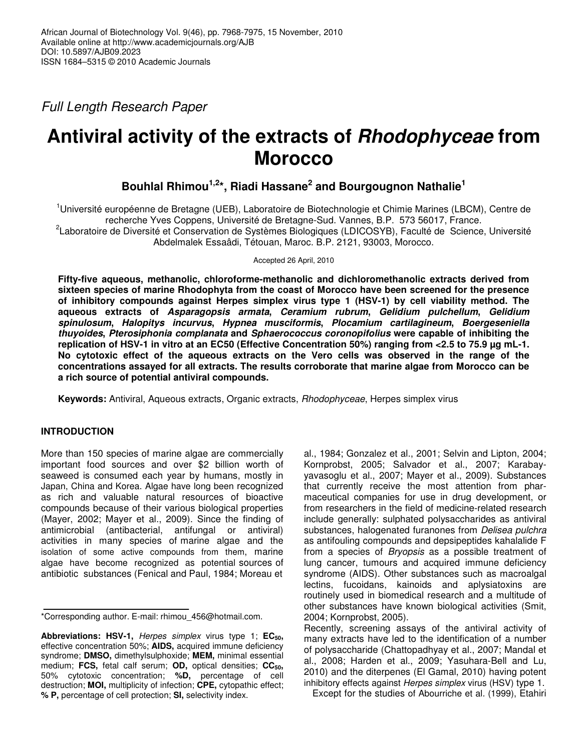*Full Length Research Paper*

# Antiviral activity of the extracts of *Rhodophyceae* from Morocco

**Bouhlal Rhimou[1,2]*, Riadi Hassane[2] and Bourgougnon Nathalie[1]**

[1]Université européenne de Bretagne (UEB), Laboratoire de Biotechnologie et Chimie Marines (LBCM), Centre de recherche Yves Coppens, Université de Bretagne-Sud. Vannes, B.P. 573 56017, France.
[2]Laboratoire de Diversité et Conservation de Systèmes Biologiques (LDICOSYB), Faculté de Science, Université Abdelmalek Essaâdi, Tétouan, Maroc. B.P. 2121, 93003, Morocco.

Accepted 26 April, 2010

**Fifty-five aqueous, methanolic, chloroforme-methanolic and dichloromethanolic extracts derived from sixteen species of marine Rhodophyta from the coast of Morocco have been screened for the presence of inhibitory compounds against Herpes simplex virus type 1 (HSV-1) by cell viability method. The aqueous extracts of *Asparagopsis armata*, *Ceramium rubrum*, *Gelidium pulchellum*, *Gelidium spinulosum*, *Halopitys incurvus*, *Hypnea musciformis*, *Plocamium cartilagineum*, *Boergeseniella thuyoides*, *Pterosiphonia complanata* and *Sphaerococcus coronopifolius* were capable of inhibiting the replication of HSV-1 in vitro at an EC50 (Effective Concentration 50%) ranging from <2.5 to 75.9 µg mL-1. No cytotoxic effect of the aqueous extracts on the Vero cells was observed in the range of the concentrations assayed for all extracts. The results corroborate that marine algae from Morocco can be a rich source of potential antiviral compounds.**

**Keywords:** Antiviral, Aqueous extracts, Organic extracts, *Rhodophyceae*, Herpes simplex virus

## INTRODUCTION

More than 150 species of marine algae are commercially important food sources and over $2 billion worth of seaweed is consumed each year by humans, mostly in Japan, China and Korea. Algae have long been recognized as rich and valuable natural resources of bioactive compounds because of their various biological properties (Mayer, 2002; Mayer et al., 2009). Since the finding of antimicrobial (antibacterial, antifungal or antiviral) activities in many species of marine algae and the isolation of some active compounds from them, marine algae have become recognized as potential sources of antibiotic substances (Fenical and Paul, 1984; Moreau et al., 1984; Gonzalez et al., 2001; Selvin and Lipton, 2004; Kornprobst, 2005; Salvador et al., 2007; Karabay-yavasoglu et al., 2007; Mayer et al., 2009). Substances that currently receive the most attention from pharmaceutical companies for use in drug development, or from researchers in the field of medicine-related research include generally: sulphated polysaccharides as antiviral substances, halogenated furanones from *Delisea pulchra* as antifouling compounds and depsipeptides kahalalide F from a species of *Bryopsis* as a possible treatment of lung cancer, tumours and acquired immune deficiency syndrome (AIDS). Other substances such as macroalgal lectins, fucoidans, kainoids and aplysiatoxins are routinely used in biomedical research and a multitude of other substances have known biological activities (Smit, 2004; Kornprobst, 2005).

Recently, screening assays of the antiviral activity of many extracts have led to the identification of a number of polysaccharide (Chattopadhyay et al., 2007; Mandal et al., 2008; Harden et al., 2009; Yasuhara-Bell and Lu, 2010) and the diterpenes (El Gamal, 2010) having potent inhibitory effects against *Herpes simplex* virus (HSV) type 1.

Except for the studies of Abourriche et al. (1999), Etahiri

*Corresponding author. E-mail: rhimou_456@hotmail.com.

**Abbreviations: HSV-1,** *Herpes simplex* virus type 1; **$EC_{50}$,** effective concentration 50%; **AIDS,** acquired immune deficiency syndrome; **DMSO,** dimethylsulphoxide; **MEM,** minimal essential medium; **FCS,** fetal calf serum; **OD,** optical densities; **$CC_{50}$,** 50% cytotoxic concentration; **%D,** percentage of cell destruction; **MOI,** multiplicity of infection; **CPE,** cytopathic effect; **% P,** percentage of cell protection; **SI,** selectivity index.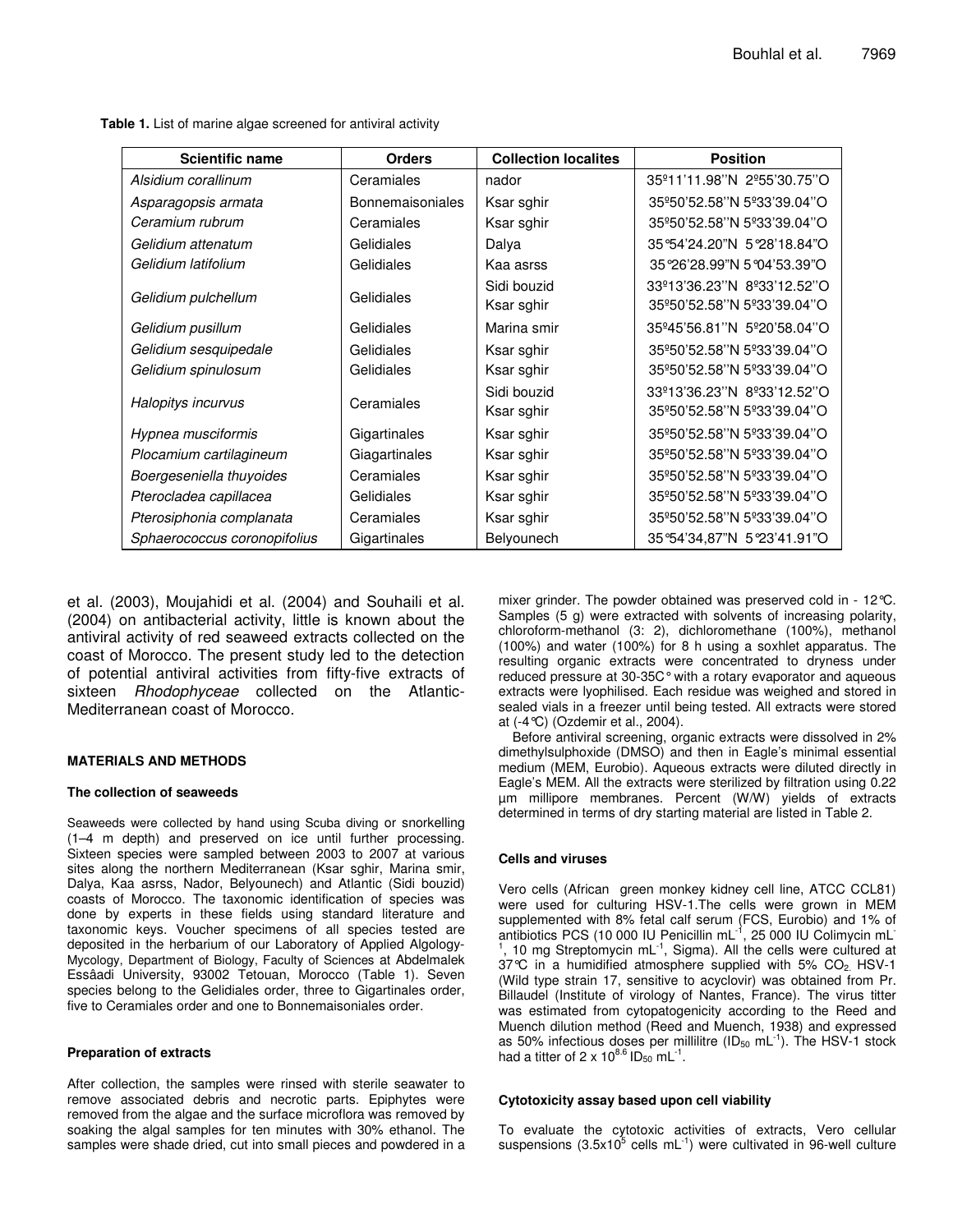**Table 1.** List of marine algae screened for antiviral activity

| Scientific name | Orders | Collection localites | Position |
|---|---|---|---|
| *Alsidium corallinum* | Ceramiales | nador | 35º11'11.98''N 2º55'30.75''O |
| *Asparagopsis armata* | Bonnemaisoniales | Ksar sghir | 35º50'52.58''N 5º33'39.04''O |
| *Ceramium rubrum* | Ceramiales | Ksar sghir | 35º50'52.58''N 5º33'39.04''O |
| *Gelidium attenatum* | Gelidiales | Dalya | 35°54'24.20''N 5°28'18.84''O |
| *Gelidium latifolium* | Gelidiales | Kaa asrss | 35°26'28.99''N 5°04'53.39''O |
| *Gelidium pulchellum* | Gelidiales | Sidi bouzid<br>Ksar sghir | 33º13'36.23''N 8º33'12.52''O<br>35º50'52.58''N 5º33'39.04''O |
| *Gelidium pusillum* | Gelidiales | Marina smir | 35º45'56.81''N 5º20'58.04''O |
| *Gelidium sesquipedale* | Gelidiales | Ksar sghir | 35º50'52.58''N 5º33'39.04''O |
| *Gelidium spinulosum* | Gelidiales | Ksar sghir | 35º50'52.58''N 5º33'39.04''O |
| *Halopitys incurvus* | Ceramiales | Sidi bouzid<br>Ksar sghir | 33º13'36.23''N 8º33'12.52''O<br>35º50'52.58''N 5º33'39.04''O |
| *Hypnea musciformis* | Gigartinales | Ksar sghir | 35º50'52.58''N 5º33'39.04''O |
| *Plocamium cartilagineum* | Giagartinales | Ksar sghir | 35º50'52.58''N 5º33'39.04''O |
| *Boergeseniella thuyoides* | Ceramiales | Ksar sghir | 35º50'52.58''N 5º33'39.04''O |
| *Pterocladea capillacea* | Gelidiales | Ksar sghir | 35º50'52.58''N 5º33'39.04''O |
| *Pterosiphonia complanata* | Ceramiales | Ksar sghir | 35º50'52.58''N 5º33'39.04''O |
| *Sphaerococcus coronopifolius* | Gigartinales | Belyounech | 35°54'34,87''N 5°23'41.91''O |

et al. (2003), Moujahidi et al. (2004) and Souhaili et al. (2004) on antibacterial activity, little is known about the antiviral activity of red seaweed extracts collected on the coast of Morocco. The present study led to the detection of potential antiviral activities from fifty-five extracts of sixteen *Rhodophyceae* collected on the Atlantic-Mediterranean coast of Morocco.

## MATERIALS AND METHODS

### The collection of seaweeds

Seaweeds were collected by hand using Scuba diving or snorkelling (1–4 m depth) and preserved on ice until further processing. Sixteen species were sampled between 2003 to 2007 at various sites along the northern Mediterranean (Ksar sghir, Marina smir, Dalya, Kaa asrss, Nador, Belyounech) and Atlantic (Sidi bouzid) coasts of Morocco. The taxonomic identification of species was done by experts in these fields using standard literature and taxonomic keys. Voucher specimens of all species tested are deposited in the herbarium of our Laboratory of Applied Algology-Mycology, Department of Biology, Faculty of Sciences at Abdelmalek Essâadi University, 93002 Tetouan, Morocco (Table 1). Seven species belong to the Gelidiales order, three to Gigartinales order, five to Ceramiales order and one to Bonnemaisoniales order.

### Preparation of extracts

After collection, the samples were rinsed with sterile seawater to remove associated debris and necrotic parts. Epiphytes were removed from the algae and the surface microflora was removed by soaking the algal samples for ten minutes with 30% ethanol. The samples were shade dried, cut into small pieces and powdered in a mixer grinder. The powder obtained was preserved cold in - 12°C. Samples (5 g) were extracted with solvents of increasing polarity, chloroform-methanol (3: 2), dichloromethane (100%), methanol (100%) and water (100%) for 8 h using a soxhlet apparatus. The resulting organic extracts were concentrated to dryness under reduced pressure at 30-35C° with a rotary evaporator and aqueous extracts were lyophilised. Each residue was weighed and stored in sealed vials in a freezer until being tested. All extracts were stored at (-4°C) (Ozdemir et al., 2004).

Before antiviral screening, organic extracts were dissolved in 2% dimethylsulphoxide (DMSO) and then in Eagle's minimal essential medium (MEM, Eurobio). Aqueous extracts were diluted directly in Eagle's MEM. All the extracts were sterilized by filtration using 0.22 µm millipore membranes. Percent (W/W) yields of extracts determined in terms of dry starting material are listed in Table 2.

### Cells and viruses

Vero cells (African green monkey kidney cell line, ATCC CCL81) were used for culturing HSV-1.The cells were grown in MEM supplemented with 8% fetal calf serum (FCS, Eurobio) and 1% of antibiotics PCS (10 000 IU Penicillin $mL^{-1}$, 25 000 IU Colimycin $mL^{-1}$, 10 mg Streptomycin $mL^{-1}$, Sigma). All the cells were cultured at 37°C in a humidified atmosphere supplied with 5% $CO_2$. HSV-1 (Wild type strain 17, sensitive to acyclovir) was obtained from Pr. Billaudel (Institute of virology of Nantes, France). The virus titter was estimated from cytopatogenicity according to the Reed and Muench dilution method (Reed and Muench, 1938) and expressed as 50% infectious doses per millilitre ($ID_{50}$ $mL^{-1}$). The HSV-1 stock had a titter of $2 \times 10^{8.6}$ $ID_{50}$ $mL^{-1}$.

### Cytotoxicity assay based upon cell viability

To evaluate the cytotoxic activities of extracts, Vero cellular suspensions ($3.5 \times 10^5$ cells $mL^{-1}$) were cultivated in 96-well culture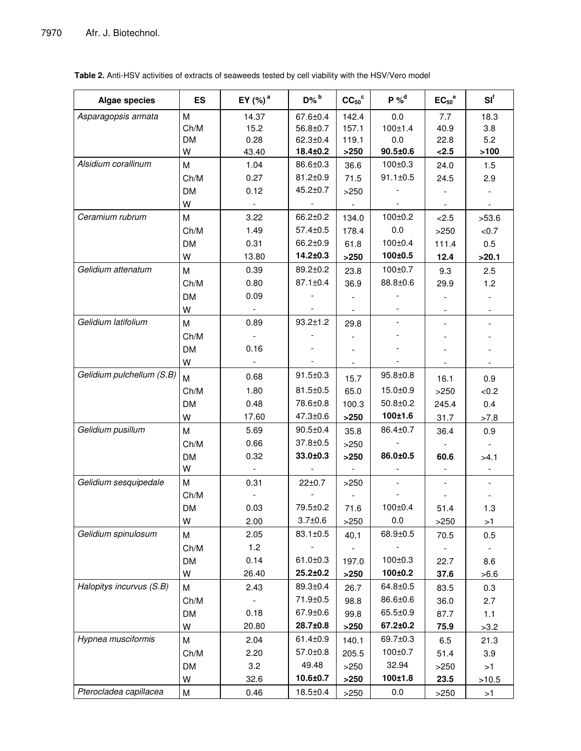**Table 2.** Anti-HSV activities of extracts of seaweeds tested by cell viability with the HSV/Vero model

| Algae species | ES | EY (%) [a] | D% [b] | $CC_{50}$ [c] | P % [d] | $EC_{50}$ [e] | SI [f] |
|---|---|---|---|---|---|---|---|
| *Asparagopsis armata* | M | 14.37 | 67.6±0.4 | 142.4 | 0.0 | 7.7 | 18.3 |
| | Ch/M | 15.2 | 56.8±0.7 | 157.1 | 100±1.4 | 40.9 | 3.8 |
| | DM | 0.28 | 62.3±0.4 | 119.1 | 0.0 | 22.8 | 5.2 |
| | W | 43.40 | **18.4±0.2** | **>250** | **90.5±0.6** | **<2.5** | **>100** |
| *Alsidium corallinum* | M | 1.04 | 86.6±0.3 | 36.6 | 100±0.3 | 24.0 | 1.5 |
| | Ch/M | 0.27 | 81.2±0.9 | 71.5 | 91.1±0.5 | 24.5 | 2.9 |
| | DM | 0.12 | 45.2±0.7 | >250 | - | - | - |
| | W | - | - | - | - | - | - |
| *Ceramium rubrum* | M | 3.22 | 66.2±0.2 | 134.0 | 100±0.2 | <2.5 | >53.6 |
| | Ch/M | 1.49 | 57.4±0.5 | 178.4 | 0.0 | >250 | <0.7 |
| | DM | 0.31 | 66.2±0.9 | 61.8 | 100±0.4 | 111.4 | 0.5 |
| | W | 13.80 | **14.2±0.3** | **>250** | **100±0.5** | **12.4** | **>20.1** |
| *Gelidium attenatum* | M | 0.39 | 89.2±0.2 | 23.8 | 100±0.7 | 9.3 | 2.5 |
| | Ch/M | 0.80 | 87.1±0.4 | 36.9 | 88.8±0.6 | 29.9 | 1.2 |
| | DM | 0.09 | - | - | - | - | - |
| | W | - | - | - | - | - | - |
| *Gelidium latifolium* | M | 0.89 | 93.2±1.2 | 29.8 | - | - | - |
| | Ch/M | - | - | - | - | - | - |
| | DM | 0.16 | - | - | - | - | - |
| | W | - | - | - | - | - | - |
| *Gelidium pulchellum* (S.B) | M | 0.68 | 91.5±0.3 | 15.7 | 95.8±0.8 | 16.1 | 0.9 |
| | Ch/M | 1.80 | 81.5±0.5 | 65.0 | 15.0±0.9 | >250 | <0.2 |
| | DM | 0.48 | 78.6±0.8 | 100.3 | 50.8±0.2 | 245.4 | 0.4 |
| | W | 17.60 | 47.3±0.6 | **>250** | **100±1.6** | 31.7 | >7.8 |
| *Gelidium pusillum* | M | 5.69 | 90.5±0.4 | 35.8 | 86.4±0.7 | 36.4 | 0.9 |
| | Ch/M | 0.66 | 37.8±0.5 | >250 | - | - | - |
| | DM | 0.32 | **33.0±0.3** | **>250** | **86.0±0.5** | **60.6** | >4.1 |
| | W | - | - | - | - | - | - |
| *Gelidium sesquipedale* | M | 0.31 | 22±0.7 | >250 | - | - | - |
| | Ch/M | - | - | - | - | - | - |
| | DM | 0.03 | 79.5±0.2 | 71.6 | 100±0.4 | 51.4 | 1.3 |
| | W | 2.00 | 3.7±0.6 | >250 | 0.0 | >250 | >1 |
| *Gelidium spinulosum* | M | 2.05 | 83.1±0.5 | 40.1 | 68.9±0.5 | 70.5 | 0.5 |
| | Ch/M | 1.2 | - | - | - | - | - |
| | DM | 0.14 | 61.0±0.3 | 197.0 | 100±0.3 | 22.7 | 8.6 |
| | W | 26.40 | **25.2±0.2** | **>250** | **100±0.2** | **37.6** | >6.6 |
| *Halopitys incurvus* (S.B) | M | 2.43 | 89.3±0.4 | 26.7 | 64.8±0.5 | 83.5 | 0.3 |
| | Ch/M | - | 71.9±0.5 | 98.8 | 86.6±0.6 | 36.0 | 2.7 |
| | DM | 0.18 | 67.9±0.6 | 99.8 | 65.5±0.9 | 87.7 | 1.1 |
| | W | 20.80 | **28.7±0.8** | **>250** | **67.2±0.2** | **75.9** | >3.2 |
| *Hypnea musciformis* | M | 2.04 | 61.4±0.9 | 140.1 | 69.7±0.3 | 6.5 | 21.3 |
| | Ch/M | 2.20 | 57.0±0.8 | 205.5 | 100±0.7 | 51.4 | 3.9 |
| | DM | 3.2 | 49.48 | >250 | 32.94 | >250 | >1 |
| | W | 32.6 | **10.6±0.7** | **>250** | **100±1.8** | **23.5** | >10.5 |
| *Pterocladea capillacea* | M | 0.46 | 18.5±0.4 | >250 | 0.0 | >250 | >1 |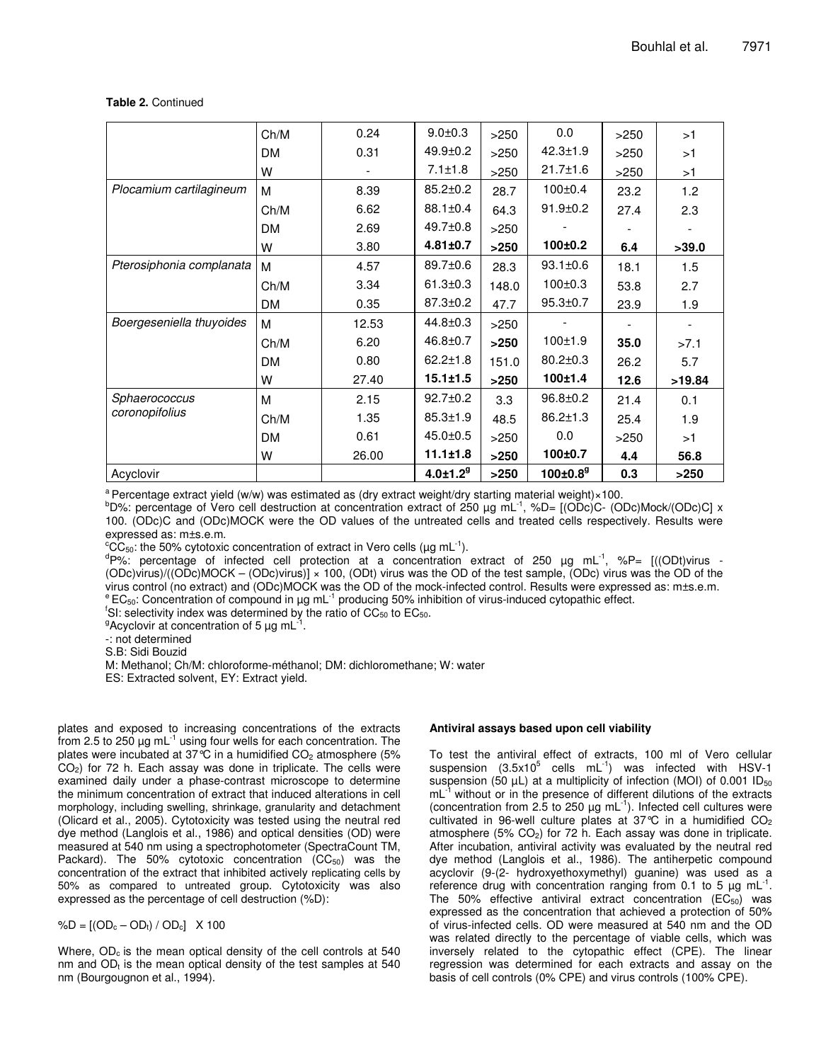**Table 2.** Continued

| | | | | | | | |
|---|---|---|---|---|---|---|---|
| | Ch/M | 0.24 | 9.0±0.3 | >250 | 0.0 | >250 | >1 |
| | DM | 0.31 | 49.9±0.2 | >250 | 42.3±1.9 | >250 | >1 |
| | W | - | 7.1±1.8 | >250 | 21.7±1.6 | >250 | >1 |
| *Plocamium cartilagineum* | M | 8.39 | 85.2±0.2 | 28.7 | 100±0.4 | 23.2 | 1.2 |
| | Ch/M | 6.62 | 88.1±0.4 | 64.3 | 91.9±0.2 | 27.4 | 2.3 |
| | DM | 2.69 | 49.7±0.8 | >250 | - | - | - |
| | W | 3.80 | **4.81±0.7** | **>250** | **100±0.2** | **6.4** | **>39.0** |
| *Pterosiphonia complanata* | M | 4.57 | 89.7±0.6 | 28.3 | 93.1±0.6 | 18.1 | 1.5 |
| | Ch/M | 3.34 | 61.3±0.3 | 148.0 | 100±0.3 | 53.8 | 2.7 |
| | DM | 0.35 | 87.3±0.2 | 47.7 | 95.3±0.7 | 23.9 | 1.9 |
| *Boergeseniella thuyoides* | M | 12.53 | 44.8±0.3 | >250 | - | - | - |
| | Ch/M | 6.20 | 46.8±0.7 | **>250** | 100±1.9 | **35.0** | >7.1 |
| | DM | 0.80 | 62.2±1.8 | 151.0 | 80.2±0.3 | 26.2 | 5.7 |
| | W | 27.40 | **15.1±1.5** | **>250** | **100±1.4** | **12.6** | **>19.84** |
| *Sphaerococcus coronopifolius* | M | 2.15 | 92.7±0.2 | 3.3 | 96.8±0.2 | 21.4 | 0.1 |
| | Ch/M | 1.35 | 85.3±1.9 | 48.5 | 86.2±1.3 | 25.4 | 1.9 |
| | DM | 0.61 | 45.0±0.5 | >250 | 0.0 | >250 | >1 |
| | W | 26.00 | **11.1±1.8** | **>250** | **100±0.7** | **4.4** | **56.8** |
| Acyclovir | | | **4.0±1.2[g]** | **>250** | **100±0.8[g]** | **0.3** | **>250** |

[a] Percentage extract yield (w/w) was estimated as (dry extract weight/dry starting material weight)×100.

[b]D%: percentage of Vero cell destruction at concentration extract of 250 µg mL$^{-1}$, %D= [(ODc)C- (ODc)Mock/(ODc)C] x 100. (ODc)C and (ODc)MOCK were the OD values of the untreated cells and treated cells respectively. Results were expressed as: m±s.e.m.

[c]$CC_{50}$: the 50% cytotoxic concentration of extract in Vero cells (µg mL$^{-1}$).

[d]P%: percentage of infected cell protection at a concentration extract of 250 µg mL$^{-1}$, %P= [((ODt)virus - (ODc)virus)/((ODc)MOCK – (ODc)virus)] × 100, (ODt) virus was the OD of the test sample, (ODc) virus was the OD of the virus control (no extract) and (ODc)MOCK was the OD of the mock-infected control. Results were expressed as: m±s.e.m.

[e] $EC_{50}$: Concentration of compound in µg mL$^{-1}$ producing 50% inhibition of virus-induced cytopathic effect.

[f]SI: selectivity index was determined by the ratio of $CC_{50}$ to $EC_{50}$.

[g]Acyclovir at concentration of 5 µg mL$^{-1}$.

-: not determined

S.B: Sidi Bouzid

M: Methanol; Ch/M: chloroforme-méthanol; DM: dichloromethane; W: water

ES: Extracted solvent, EY: Extract yield.

plates and exposed to increasing concentrations of the extracts from 2.5 to 250 µg mL$^{-1}$ using four wells for each concentration. The plates were incubated at 37°C in a humidified $CO_2$ atmosphere (5% $CO_2$) for 72 h. Each assay was done in triplicate. The cells were examined daily under a phase-contrast microscope to determine the minimum concentration of extract that induced alterations in cell morphology, including swelling, shrinkage, granularity and detachment (Olicard et al., 2005). Cytotoxicity was tested using the neutral red dye method (Langlois et al., 1986) and optical densities (OD) were measured at 540 nm using a spectrophotometer (SpectraCount TM, Packard). The 50% cytotoxic concentration ($CC_{50}$) was the concentration of the extract that inhibited actively replicating cells by 50% as compared to untreated group. Cytotoxicity was also expressed as the percentage of cell destruction (%D):

$$\%D = [(OD_c – OD_t) / OD_c] \times 100$$

Where, $OD_c$ is the mean optical density of the cell controls at 540 nm and $OD_t$ is the mean optical density of the test samples at 540 nm (Bourgougnon et al., 1994).

### Antiviral assays based upon cell viability

To test the antiviral effect of extracts, 100 ml of Vero cellular suspension ($3.5 \times 10^5$ cells mL$^{-1}$) was infected with HSV-1 suspension (50 µL) at a multiplicity of infection (MOI) of 0.001 $ID_{50}$ mL$^{-1}$ without or in the presence of different dilutions of the extracts (concentration from 2.5 to 250 µg mL$^{-1}$). Infected cell cultures were cultivated in 96-well culture plates at 37°C in a humidified $CO_2$ atmosphere (5% $CO_2$) for 72 h. Each assay was done in triplicate. After incubation, antiviral activity was evaluated by the neutral red dye method (Langlois et al., 1986). The antiherpetic compound acyclovir (9-(2- hydroxyethoxymethyl) guanine) was used as a reference drug with concentration ranging from 0.1 to 5 µg mL$^{-1}$. The 50% effective antiviral extract concentration ($EC_{50}$) was expressed as the concentration that achieved a protection of 50% of virus-infected cells. OD were measured at 540 nm and the OD was related directly to the percentage of viable cells, which was inversely related to the cytopathic effect (CPE). The linear regression was determined for each extracts and assay on the basis of cell controls (0% CPE) and virus controls (100% CPE).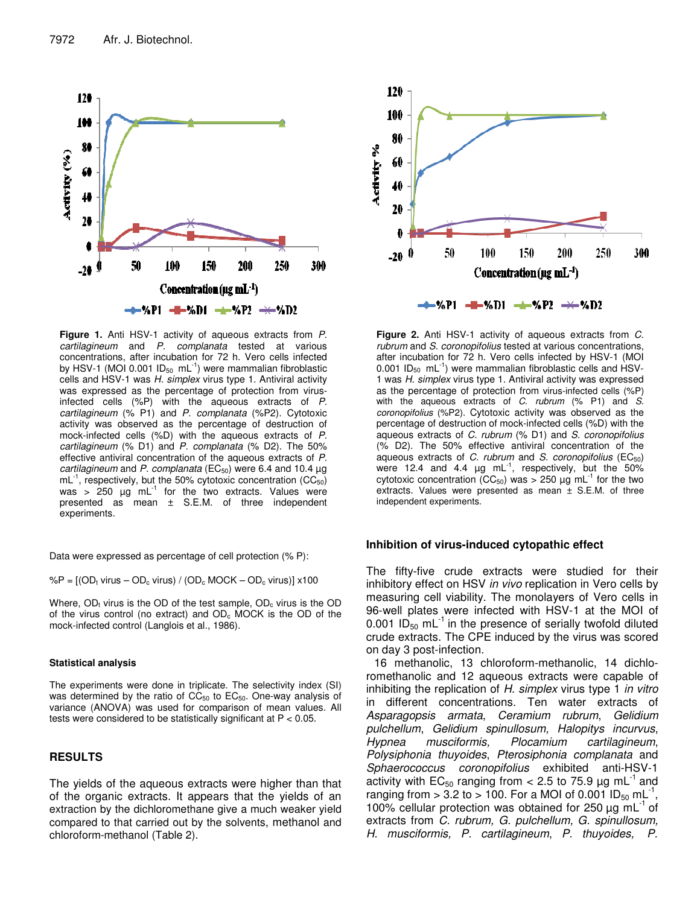**Figure 1.** Anti HSV-1 activity of aqueous extracts from *P. cartilagineum* and *P. complanata* tested at various concentrations, after incubation for 72 h. Vero cells infected by HSV-1 (MOI 0.001 $ID_{50}$ $mL^{-1}$) were mammalian fibroblastic cells and HSV-1 was *H. simplex* virus type 1. Antiviral activity was expressed as the percentage of protection from virus-infected cells (%P) with the aqueous extracts of *P. cartilagineum* (% P1) and *P. complanata* (%P2). Cytotoxic activity was observed as the percentage of destruction of mock-infected cells (%D) with the aqueous extracts of *P. cartilagineum* (% D1) and *P. complanata* (% D2). The 50% effective antiviral concentration of the aqueous extracts of *P. cartilagineum* and *P. complanata* ($EC_{50}$) were 6.4 and 10.4 µg $mL^{-1}$, respectively, but the 50% cytotoxic concentration ($CC_{50}$) was > 250 µg $mL^{-1}$ for the two extracts. Values were presented as mean ± S.E.M. of three independent experiments.

**Figure 2.** Anti HSV-1 activity of aqueous extracts from *C. rubrum* and *S. coronopifolius* tested at various concentrations, after incubation for 72 h. Vero cells infected by HSV-1 (MOI 0.001 $ID_{50}$ $mL^{-1}$) were mammalian fibroblastic cells and HSV-1 was *H. simplex* virus type 1. Antiviral activity was expressed as the percentage of protection from virus-infected cells (%P) with the aqueous extracts of *C. rubrum* (% P1) and *S. coronopifolius* (%P2). Cytotoxic activity was observed as the percentage of destruction of mock-infected cells (%D) with the aqueous extracts of *C. rubrum* (% D1) and *S. coronopifolius* (% D2). The 50% effective antiviral concentration of the aqueous extracts of *C. rubrum* and *S. coronopifolius* ($EC_{50}$) were 12.4 and 4.4 µg $mL^{-1}$, respectively, but the 50% cytotoxic concentration ($CC_{50}$) was > 250 µg $mL^{-1}$ for the two extracts. Values were presented as mean ± S.E.M. of three independent experiments.

Data were expressed as percentage of cell protection (% P):

$$\%P = [(OD_t\ virus - OD_c\ virus) / (OD_c\ MOCK - OD_c\ virus)] \times 100$$

Where, $OD_t$ virus is the OD of the test sample, $OD_c$ virus is the OD of the virus control (no extract) and $OD_c$ MOCK is the OD of the mock-infected control (Langlois et al., 1986).

#### Statistical analysis

The experiments were done in triplicate. The selectivity index (SI) was determined by the ratio of $CC_{50}$ to $EC_{50}$. One-way analysis of variance (ANOVA) was used for comparison of mean values. All tests were considered to be statistically significant at $P < 0.05$.

## RESULTS

The yields of the aqueous extracts were higher than that of the organic extracts. It appears that the yields of an extraction by the dichloromethane give a much weaker yield compared to that carried out by the solvents, methanol and chloroform-methanol (Table 2).

### Inhibition of virus-induced cytopathic effect

The fifty-five crude extracts were studied for their inhibitory effect on HSV *in vivo* replication in Vero cells by measuring cell viability. The monolayers of Vero cells in 96-well plates were infected with HSV-1 at the MOI of 0.001 $ID_{50}$ $mL^{-1}$ in the presence of serially twofold diluted crude extracts. The CPE induced by the virus was scored on day 3 post-infection.

16 methanolic, 13 chloroform-methanolic, 14 dichloromethanolic and 12 aqueous extracts were capable of inhibiting the replication of *H. simplex* virus type 1 *in vitro* in different concentrations. Ten water extracts of *Asparagopsis armata*, *Ceramium rubrum*, *Gelidium pulchellum*, *Gelidium spinullosum, Halopitys incurvus*, *Hypnea musciformis, Plocamium cartilagineum*, *Polysiphonia thuyoides*, *Pterosiphonia complanata* and *Sphaerococcus coronopifolius* exhibited anti-HSV-1 activity with $EC_{50}$ ranging from < 2.5 to 75.9 µg $mL^{-1}$ and ranging from > 3.2 to > 100. For a MOI of 0.001 $ID_{50}$ $mL^{-1}$, 100% cellular protection was obtained for 250 µg $mL^{-1}$ of extracts from *C. rubrum, G. pulchellum, G. spinullosum, H. musciformis, P. cartilagineum*, *P. thuyoides, P.*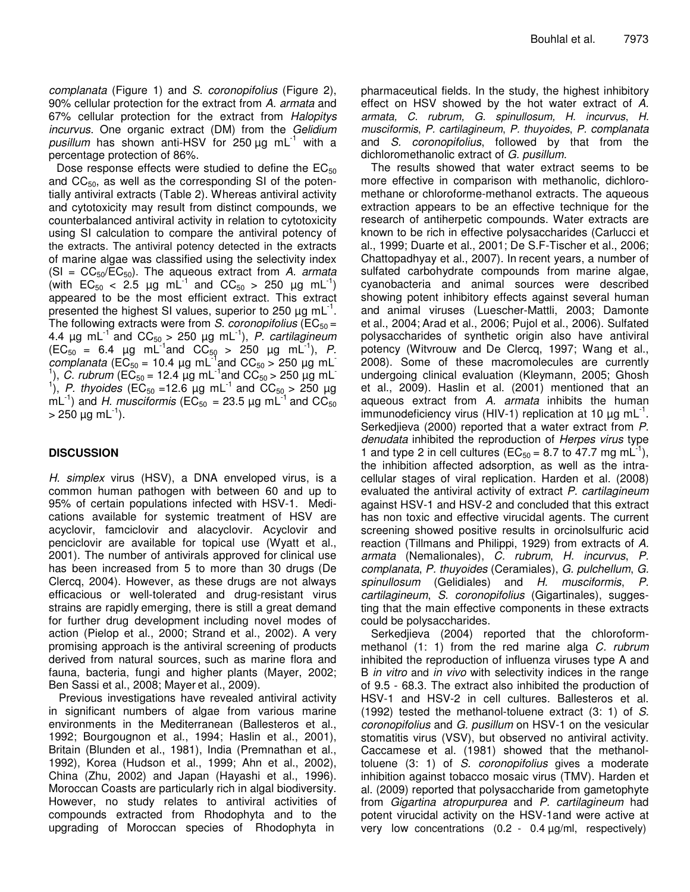*complanata* (Figure 1) and *S. coronopifolius* (Figure 2), 90% cellular protection for the extract from *A. armata* and 67% cellular protection for the extract from *Halopitys incurvus*. One organic extract (DM) from the *Gelidium pusillum* has shown anti-HSV for 250 µg $mL^{-1}$ with a percentage protection of 86%.

Dose response effects were studied to define the $EC_{50}$ and $CC_{50}$, as well as the corresponding SI of the potentially antiviral extracts (Table 2). Whereas antiviral activity and cytotoxicity may result from distinct compounds, we counterbalanced antiviral activity in relation to cytotoxicity using SI calculation to compare the antiviral potency of the extracts. The antiviral potency detected in the extracts of marine algae was classified using the selectivity index ($SI = CC_{50}/EC_{50}$). The aqueous extract from *A. armata* (with $EC_{50}$ < 2.5 µg $mL^{-1}$ and $CC_{50}$ > 250 µg $mL^{-1}$) appeared to be the most efficient extract. This extract presented the highest SI values, superior to 250 µg $mL^{-1}$. The following extracts were from *S. coronopifolius* ($EC_{50}$ = 4.4 µg $mL^{-1}$ and $CC_{50}$ > 250 µg $mL^{-1}$), *P. cartilagineum* ($EC_{50}$ = 6.4 µg $mL^{-1}$and $CC_{50}$ > 250 µg $mL^{-1}$), *P. complanata* ($EC_{50}$ = 10.4 µg $mL^{-1}$and $CC_{50}$ > 250 µg $mL^{-1}$), *C. rubrum* ($EC_{50}$ = 12.4 µg $mL^{-1}$and $CC_{50}$ > 250 µg $mL^{-1}$), *P. thyoides* ($EC_{50}$ =12.6 µg $mL^{-1}$ and $CC_{50}$ > 250 µg $mL^{-1}$) and *H. musciformis* ($EC_{50}$ = 23.5 µg $mL^{-1}$ and $CC_{50}$ > 250 µg $mL^{-1}$).

## DISCUSSION

*H. simplex* virus (HSV), a DNA enveloped virus, is a common human pathogen with between 60 and up to 95% of certain populations infected with HSV-1. Medications available for systemic treatment of HSV are acyclovir, famciclovir and alacyclovir. Acyclovir and penciclovir are available for topical use (Wyatt et al., 2001). The number of antivirals approved for clinical use has been increased from 5 to more than 30 drugs (De Clercq, 2004). However, as these drugs are not always efficacious or well-tolerated and drug-resistant virus strains are rapidly emerging, there is still a great demand for further drug development including novel modes of action (Pielop et al., 2000; Strand et al., 2002). A very promising approach is the antiviral screening of products derived from natural sources, such as marine flora and fauna, bacteria, fungi and higher plants (Mayer, 2002; Ben Sassi et al., 2008; Mayer et al., 2009).

Previous investigations have revealed antiviral activity in significant numbers of algae from various marine environments in the Mediterranean (Ballesteros et al., 1992; Bourgougnon et al., 1994; Haslin et al., 2001), Britain (Blunden et al., 1981), India (Premnathan et al., 1992), Korea (Hudson et al., 1999; Ahn et al., 2002), China (Zhu, 2002) and Japan (Hayashi et al., 1996). Moroccan Coasts are particularly rich in algal biodiversity. However, no study relates to antiviral activities of compounds extracted from Rhodophyta and to the upgrading of Moroccan species of Rhodophyta in pharmaceutical fields. In the study, the highest inhibitory effect on HSV showed by the hot water extract of *A. armata, C. rubrum, G. spinullosum, H. incurvus*, *H. musciformis*, *P. cartilagineum*, *P. thuyoides*, *P. complanata* and *S. coronopifolius*, followed by that from the dichloromethanolic extract of *G. pusillum.*

The results showed that water extract seems to be more effective in comparison with methanolic, dichloromethane or chloroforme-methanol extracts. The aqueous extraction appears to be an effective technique for the research of antiherpetic compounds. Water extracts are known to be rich in effective polysaccharides (Carlucci et al., 1999; Duarte et al., 2001; De S.F-Tischer et al., 2006; Chattopadhyay et al., 2007). In recent years, a number of sulfated carbohydrate compounds from marine algae, cyanobacteria and animal sources were described showing potent inhibitory effects against several human and animal viruses (Luescher-Mattli, 2003; Damonte et al., 2004; Arad et al., 2006; Pujol et al., 2006). Sulfated polysaccharides of synthetic origin also have antiviral potency (Witvrouw and De Clercq, 1997; Wang et al., 2008). Some of these macromolecules are currently undergoing clinical evaluation (Kleymann, 2005; Ghosh et al., 2009). Haslin et al. (2001) mentioned that an aqueous extract from *A. armata* inhibits the human immunodeficiency virus (HIV-1) replication at 10 µg $mL^{-1}$. Serkedjieva (2000) reported that a water extract from *P. denudata* inhibited the reproduction of *Herpes virus* type 1 and type 2 in cell cultures ($EC_{50}$ = 8.7 to 47.7 mg $mL^{-1}$), the inhibition affected adsorption, as well as the intracellular stages of viral replication. Harden et al. (2008) evaluated the antiviral activity of extract *P. cartilagineum* against HSV-1 and HSV-2 and concluded that this extract has non toxic and effective virucidal agents. The current screening showed positive results in orcinolsulfuric acid reaction (Tillmans and Philippi, 1929) from extracts of *A. armata* (Nemalionales), *C. rubrum*, *H. incurvus*, *P. complanata*, *P. thuyoides* (Ceramiales), *G. pulchellum*, *G. spinullosum* (Gelidiales) and *H. musciformis*, *P. cartilagineum*, *S. coronopifolius* (Gigartinales), suggesting that the main effective components in these extracts could be polysaccharides.

Serkedjieva (2004) reported that the chloroform-methanol (1: 1) from the red marine alga *C. rubrum* inhibited the reproduction of influenza viruses type A and B *in vitro* and *in vivo* with selectivity indices in the range of 9.5 - 68.3. The extract also inhibited the production of HSV-1 and HSV-2 in cell cultures. Ballesteros et al. (1992) tested the methanol-toluene extract (3: 1) of *S. coronopifolius* and *G. pusillum* on HSV-1 on the vesicular stomatitis virus (VSV), but observed no antiviral activity. Caccamese et al. (1981) showed that the methanol-toluene (3: 1) of *S. coronopifolius* gives a moderate inhibition against tobacco mosaic virus (TMV). Harden et al. (2009) reported that polysaccharide from gametophyte from *Gigartina atropurpurea* and *P. cartilagineum* had potent virucidal activity on the HSV-1and were active at very low concentrations (0.2 - 0.4 µg/ml, respectively)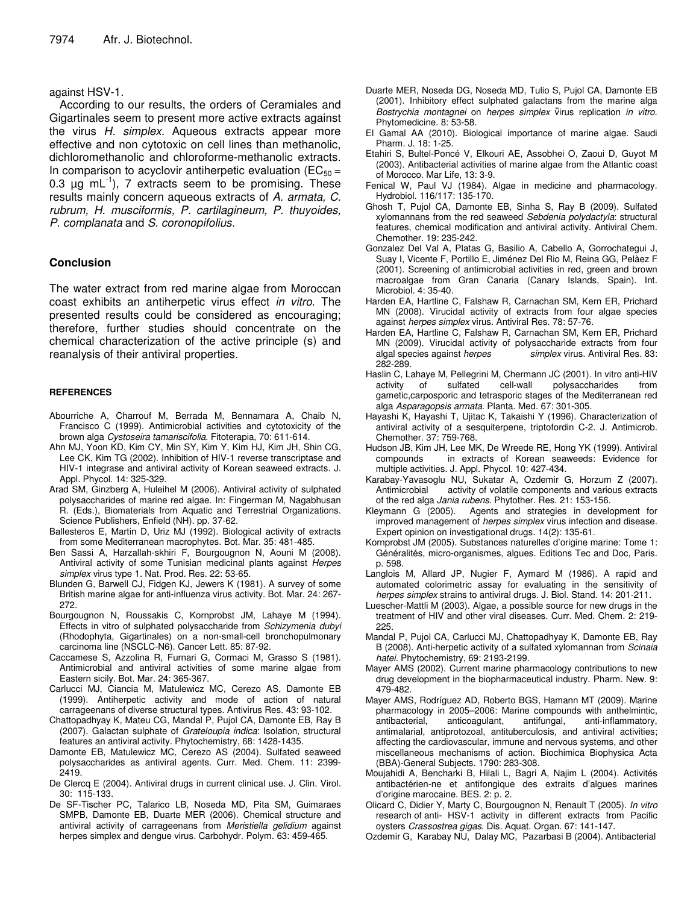against HSV-1.

According to our results, the orders of Ceramiales and Gigartinales seem to present more active extracts against the virus *H. simplex.* Aqueous extracts appear more effective and non cytotoxic on cell lines than methanolic, dichloromethanolic and chloroforme-methanolic extracts. In comparison to acyclovir antiherpetic evaluation ($EC_{50}$ = 0.3 µg $mL^{-1}$), 7 extracts seem to be promising. These results mainly concern aqueous extracts of *A. armata, C. rubrum, H. musciformis, P. cartilagineum, P. thuyoides, P. complanata* and *S. coronopifolius.*

## Conclusion

The water extract from red marine algae from Moroccan coast exhibits an antiherpetic virus effect *in vitro.* The presented results could be considered as encouraging; therefore, further studies should concentrate on the chemical characterization of the active principle (s) and reanalysis of their antiviral properties.

## REFERENCES

Abourriche A, Charrouf M, Berrada M, Bennamara A, Chaib N, Francisco C (1999). Antimicrobial activities and cytotoxicity of the brown alga *Cystoseira tamariscifolia*. Fitoterapia, 70: 611-614.

Ahn MJ, Yoon KD, Kim CY, Min SY, Kim Y, Kim HJ, Kim JH, Shin CG, Lee CK, Kim TG (2002). Inhibition of HIV-1 reverse transcriptase and HIV-1 integrase and antiviral activity of Korean seaweed extracts. J. Appl. Phycol. 14: 325-329.

Arad SM, Ginzberg A, Huleihel M (2006). Antiviral activity of sulphated polysaccharides of marine red algae. In: Fingerman M, Nagabhusan R. (Eds.), Biomaterials from Aquatic and Terrestrial Organizations. Science Publishers, Enfield (NH). pp. 37-62.

Ballesteros E, Martin D, Uriz MJ (1992). Biological activity of extracts from some Mediterranean macrophytes. Bot. Mar. 35: 481-485.

Ben Sassi A, Harzallah-skhiri F, Bourgougnon N, Aouni M (2008). Antiviral activity of some Tunisian medicinal plants against *Herpes simplex* virus type 1. Nat. Prod. Res. 22: 53-65.

Blunden G, Barwell CJ, Fidgen KJ, Jewers K (1981). A survey of some British marine algae for anti-influenza virus activity. Bot. Mar. 24: 267-272.

Bourgougnon N, Roussakis C, Kornprobst JM, Lahaye M (1994). Effects in vitro of sulphated polysaccharide from *Schizymenia dubyi* (Rhodophyta, Gigartinales) on a non-small-cell bronchopulmonary carcinoma line (NSCLC-N6). Cancer Lett. 85: 87-92.

Caccamese S, Azzolina R, Furnari G, Cormaci M, Grasso S (1981). Antimicrobial and antiviral activities of some marine algae from Eastern sicily. Bot. Mar. 24: 365-367.

Carlucci MJ, Ciancia M, Matulewicz MC, Cerezo AS, Damonte EB (1999). Antiherpetic activity and mode of action of natural carrageenans of diverse structural types. Antivirus Res. 43: 93-102.

Chattopadhyay K, Mateu CG, Mandal P, Pujol CA, Damonte EB, Ray B (2007). Galactan sulphate of *Grateloupia indica*: Isolation, structural features an antiviral activity. Phytochemistry, 68: 1428-1435.

Damonte EB, Matulewicz MC, Cerezo AS (2004). Sulfated seaweed polysaccharides as antiviral agents. Curr. Med. Chem. 11: 2399-2419.

De Clercq E (2004). Antiviral drugs in current clinical use. J. Clin. Virol. 30: 115-133.

De SF-Tischer PC, Talarico LB, Noseda MD, Pita SM, Guimaraes SMPB, Damonte EB, Duarte MER (2006). Chemical structure and antiviral activity of carrageenans from *Meristiella gelidium* against herpes simplex and dengue virus. Carbohydr. Polym. 63: 459-465.

Duarte MER, Noseda DG, Noseda MD, Tulio S, Pujol CA, Damonte EB (2001). Inhibitory effect sulphated galactans from the marine alga *Bostrychia montagnei* on *herpes simplex* virus replication *in vitro*. Phytomedicine. 8: 53-58.

El Gamal AA (2010). Biological importance of marine algae. Saudi Pharm. J. 18: 1-25.

Etahiri S, Bultel-Poncé V, Elkouri AE, Assobhei O, Zaoui D, Guyot M (2003). Antibacterial activities of marine algae from the Atlantic coast of Morocco. Mar Life, 13: 3-9.

Fenical W, Paul VJ (1984). Algae in medicine and pharmacology. Hydrobiol. 116/117: 135-170.

Ghosh T, Pujol CA, Damonte EB, Sinha S, Ray B (2009). Sulfated xylomannans from the red seaweed *Sebdenia polydactyla*: structural features, chemical modification and antiviral activity. Antiviral Chem. Chemother. 19: 235-242.

Gonzalez Del Val A, Platas G, Basilio A, Cabello A, Gorrochategui J, Suay I, Vicente F, Portillo E, Jiménez Del Rio M, Reina GG, Pelàez F (2001). Screening of antimicrobial activities in red, green and brown macroalgae from Gran Canaria (Canary Islands, Spain). Int. Microbiol. 4: 35-40.

Harden EA, Hartline C, Falshaw R, Carnachan SM, Kern ER, Prichard MN (2008). Virucidal activity of extracts from four algae species against *herpes simplex* virus. Antiviral Res. 78: 57-76.

Harden EA, Hartline C, Falshaw R, Carnachan SM, Kern ER, Prichard MN (2009). Virucidal activity of polysaccharide extracts from four algal species against *herpes simplex* virus. Antiviral Res. 83: 282-289.

Haslin C, Lahaye M, Pellegrini M, Chermann JC (2001). In vitro anti-HIV activity of sulfated cell-wall polysaccharides from gametic,carposporic and tetrasporic stages of the Mediterranean red alga *Asparagopsis armata*. Planta. Med. 67: 301-305.

Hayashi K, Hayashi T, Ujitac K, Takaishi Y (1996). Characterization of antiviral activity of a sesquiterpene, triptofordin C-2. J. Antimicrob. Chemother. 37: 759-768.

Hudson JB, Kim JH, Lee MK, De Wreede RE, Hong YK (1999). Antiviral compounds in extracts of Korean seaweeds: Evidence for multiple activities. J. Appl. Phycol. 10: 427-434.

Karabay-Yavasoglu NU, Sukatar A, Ozdemir G, Horzum Z (2007). Antimicrobial activity of volatile components and various extracts of the red alga *Jania rubens*. Phytother. Res. 21: 153-156.

Kleymann G (2005). Agents and strategies in development for improved management of *herpes simplex* virus infection and disease. Expert opinion on investigational drugs. 14(2): 135-61.

Kornprobst JM (2005). Substances naturelles d'origine marine: Tome 1: Généralités, micro-organismes, algues. Editions Tec and Doc, Paris. p. 598.

Langlois M, Allard JP, Nugier F, Aymard M (1986). A rapid and automated colorimetric assay for evaluating in the sensitivity of *herpes simplex* strains to antiviral drugs. J. Biol. Stand. 14: 201-211.

Luescher-Mattli M (2003). Algae, a possible source for new drugs in the treatment of HIV and other viral diseases. Curr. Med. Chem. 2: 219-225.

Mandal P, Pujol CA, Carlucci MJ, Chattopadhyay K, Damonte EB, Ray B (2008). Anti-herpetic activity of a sulfated xylomannan from *Scinaia hatei*. Phytochemistry, 69: 2193-2199.

Mayer AMS (2002). Current marine pharmacology contributions to new drug development in the biopharmaceutical industry. Pharm. New. 9: 479-482.

Mayer AMS, Rodríguez AD, Roberto BGS, Hamann MT (2009). Marine pharmacology in 2005–2006: Marine compounds with anthelmintic, antibacterial, anticoagulant, antifungal, anti-inflammatory, antimalarial, antiprotozoal, antituberculosis, and antiviral activities; affecting the cardiovascular, immune and nervous systems, and other miscellaneous mechanisms of action. Biochimica Biophysica Acta (BBA)-General Subjects. 1790: 283-308.

Moujahidi A, Bencharki B, Hilali L, Bagri A, Najim L (2004). Activités antibactérien-ne et antifongique des extraits d'algues marines d'origine marocaine. BES. 2: p. 2.

Olicard C, Didier Y, Marty C, Bourgougnon N, Renault T (2005). *In vitro* research of anti- HSV-1 activity in different extracts from Pacific oysters *Crassostrea gigas*. Dis. Aquat. Organ. 67: 141-147.

Ozdemir G, Karabay NU, Dalay MC, Pazarbasi B (2004). Antibacterial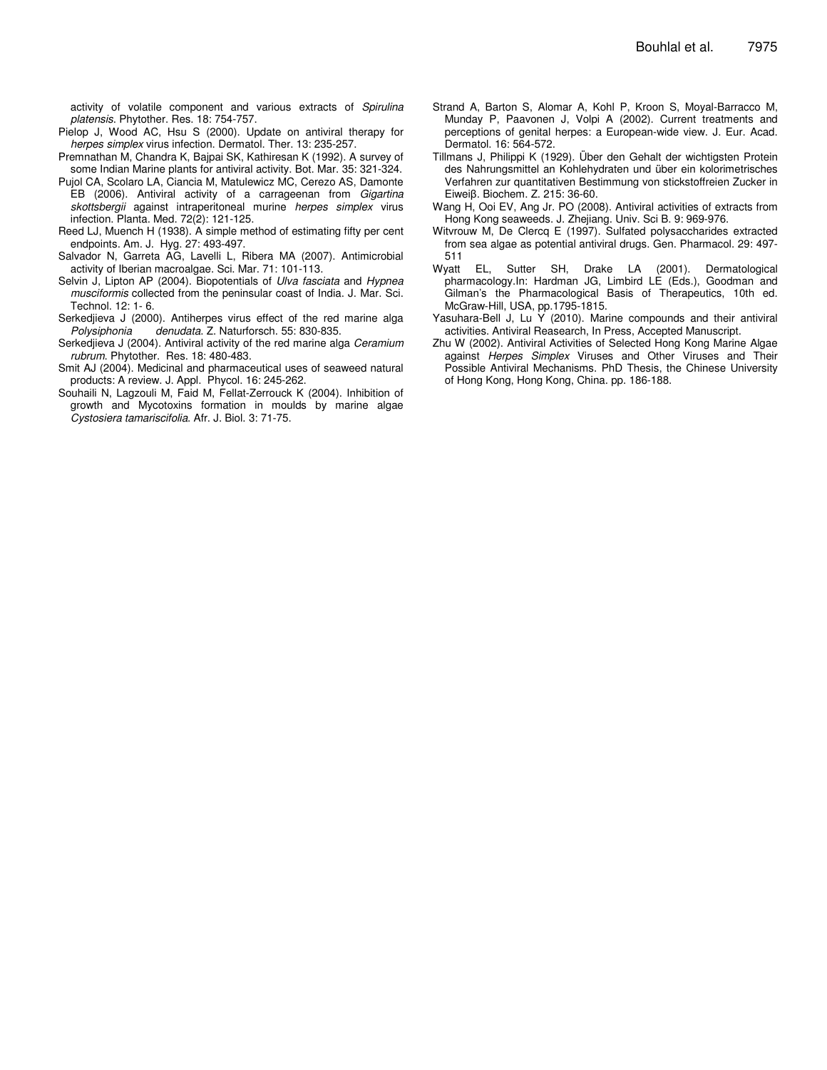activity of volatile component and various extracts of *Spirulina platensis*. Phytother. Res. 18: 754-757.

Pielop J, Wood AC, Hsu S (2000). Update on antiviral therapy for *herpes simplex* virus infection. Dermatol. Ther. 13: 235-257.

Premnathan M, Chandra K, Bajpai SK, Kathiresan K (1992). A survey of some Indian Marine plants for antiviral activity. Bot. Mar. 35: 321-324.

Pujol CA, Scolaro LA, Ciancia M, Matulewicz MC, Cerezo AS, Damonte EB (2006). Antiviral activity of a carrageenan from *Gigartina skottsbergii* against intraperitoneal murine *herpes simplex* virus infection. Planta. Med. 72(2): 121-125.

Reed LJ, Muench H (1938). A simple method of estimating fifty per cent endpoints. Am. J. Hyg. 27: 493-497.

Salvador N, Garreta AG, Lavelli L, Ribera MA (2007). Antimicrobial activity of Iberian macroalgae. Sci. Mar. 71: 101-113.

Selvin J, Lipton AP (2004). Biopotentials of *Ulva fasciata* and *Hypnea musciformis* collected from the peninsular coast of India. J. Mar. Sci. Technol. 12: 1- 6.

Serkedjieva J (2000). Antiherpes virus effect of the red marine alga *Polysiphonia denudata*. Z. Naturforsch. 55: 830-835.

Serkedjieva J (2004). Antiviral activity of the red marine alga *Ceramium rubrum*. Phytother. Res. 18: 480-483.

Smit AJ (2004). Medicinal and pharmaceutical uses of seaweed natural products: A review. J. Appl. Phycol. 16: 245-262.

Souhaili N, Lagzouli M, Faid M, Fellat-Zerrouck K (2004). Inhibition of growth and Mycotoxins formation in moulds by marine algae *Cystosiera tamariscifolia*. Afr. J. Biol. 3: 71-75.

Strand A, Barton S, Alomar A, Kohl P, Kroon S, Moyal-Barracco M, Munday P, Paavonen J, Volpi A (2002). Current treatments and perceptions of genital herpes: a European-wide view. J. Eur. Acad. Dermatol. 16: 564-572.

Tillmans J, Philippi K (1929). Über den Gehalt der wichtigsten Protein des Nahrungsmittel an Kohlehydraten und über ein kolorimetrisches Verfahren zur quantitativen Bestimmung von stickstoffreien Zucker in Eiweiβ. Biochem. Z. 215: 36-60.

Wang H, Ooi EV, Ang Jr. PO (2008). Antiviral activities of extracts from Hong Kong seaweeds. J. Zhejiang. Univ. Sci B. 9: 969-976.

Witvrouw M, De Clercq E (1997). Sulfated polysaccharides extracted from sea algae as potential antiviral drugs. Gen. Pharmacol. 29: 497-511

Wyatt EL, Sutter SH, Drake LA (2001). Dermatological pharmacology.In: Hardman JG, Limbird LE (Eds.), Goodman and Gilman's the Pharmacological Basis of Therapeutics, 10th ed. McGraw-Hill, USA, pp.1795-1815.

Yasuhara-Bell J, Lu Y (2010). Marine compounds and their antiviral activities. Antiviral Reasearch, In Press, Accepted Manuscript.

Zhu W (2002). Antiviral Activities of Selected Hong Kong Marine Algae against *Herpes Simplex* Viruses and Other Viruses and Their Possible Antiviral Mechanisms. PhD Thesis, the Chinese University of Hong Kong, Hong Kong, China. pp. 186-188.